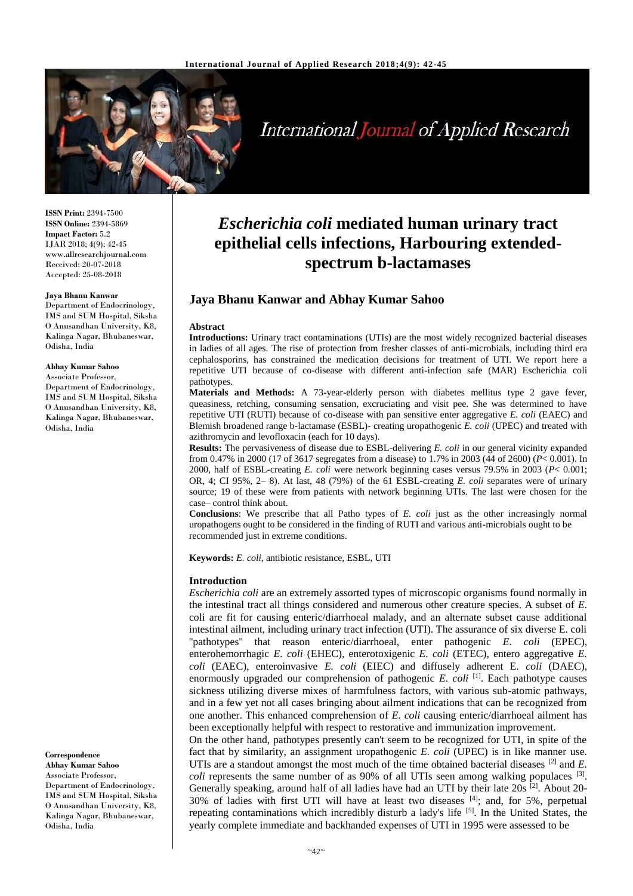International Journal of Applied Research

**ISSN Print:** 2394-7500
**ISSN Online:** 2394-5869
**Impact Factor:** 5.2
IJAR 2018; 4(9): 42-45
www.allresearchjournal.com
Received: 20-07-2018
Accepted: 25-08-2018

**Jaya Bhanu Kanwar**
Department of Endocrinology, IMS and SUM Hospital, Siksha O Anusandhan University, K8, Kalinga Nagar, Bhubaneswar, Odisha, India

**Abhay Kumar Sahoo**
Associate Professor, Department of Endocrinology, IMS and SUM Hospital, Siksha O Anusandhan University, K8, Kalinga Nagar, Bhubaneswar, Odisha, India

**Correspondence**
**Abhay Kumar Sahoo**
Associate Professor, Department of Endocrinology, IMS and SUM Hospital, Siksha O Anusandhan University, K8, Kalinga Nagar, Bhubaneswar, Odisha, India

# *Escherichia coli* mediated human urinary tract epithelial cells infections, Harbouring extended-spectrum b-lactamases

## Jaya Bhanu Kanwar and Abhay Kumar Sahoo

### Abstract

**Introductions:** Urinary tract contaminations (UTIs) are the most widely recognized bacterial diseases in ladies of all ages. The rise of protection from fresher classes of anti-microbials, including third era cephalosporins, has constrained the medication decisions for treatment of UTI. We report here a repetitive UTI because of co-disease with different anti-infection safe (MAR) Escherichia coli pathotypes.

**Materials and Methods:** A 73-year-elderly person with diabetes mellitus type 2 gave fever, queasiness, retching, consuming sensation, excruciating and visit pee. She was determined to have repetitive UTI (RUTI) because of co-disease with pan sensitive enter aggregative *E. coli* (EAEC) and Blemish broadened range b-lactamase (ESBL)- creating uropathogenic *E. coli* (UPEC) and treated with azithromycin and levofloxacin (each for 10 days).

**Results:** The pervasiveness of disease due to ESBL-delivering *E. coli* in our general vicinity expanded from 0.47% in 2000 (17 of 3617 segregates from a disease) to 1.7% in 2003 (44 of 2600) ($P< 0.001$). In 2000, half of ESBL-creating *E. coli* were network beginning cases versus 79.5% in 2003 ($P< 0.001$; OR, 4; CI 95%, 2– 8). At last, 48 (79%) of the 61 ESBL-creating *E. coli* separates were of urinary source; 19 of these were from patients with network beginning UTIs. The last were chosen for the case– control think about.

**Conclusions**: We prescribe that all Patho types of *E. coli* just as the other increasingly normal uropathogens ought to be considered in the finding of RUTI and various anti-microbials ought to be recommended just in extreme conditions.

**Keywords:** *E. coli*, antibiotic resistance, ESBL, UTI

### Introduction

*Escherichia coli* are an extremely assorted types of microscopic organisms found normally in the intestinal tract all things considered and numerous other creature species. A subset of *E.* coli are fit for causing enteric/diarrhoeal malady, and an alternate subset cause additional intestinal ailment, including urinary tract infection (UTI). The assurance of six diverse E. coli "pathotypes" that reason enteric/diarrhoeal, enter pathogenic *E. coli* (EPEC), enterohemorrhagic *E. coli* (EHEC), enterotoxigenic *E. coli* (ETEC), entero aggregative *E. coli* (EAEC), enteroinvasive *E. coli* (EIEC) and diffusely adherent E. *coli* (DAEC), enormously upgraded our comprehension of pathogenic *E. coli* [1]. Each pathotype causes sickness utilizing diverse mixes of harmfulness factors, with various sub-atomic pathways, and in a few yet not all cases bringing about ailment indications that can be recognized from one another. This enhanced comprehension of *E. coli* causing enteric/diarrhoeal ailment has been exceptionally helpful with respect to restorative and immunization improvement.

On the other hand, pathotypes presently can't seem to be recognized for UTI, in spite of the fact that by similarity, an assignment uropathogenic *E. coli* (UPEC) is in like manner use. UTIs are a standout amongst the most much of the time obtained bacterial diseases [2] and *E. coli* represents the same number of as 90% of all UTIs seen among walking populaces [3]. Generally speaking, around half of all ladies have had an UTI by their late 20s [2]. About 20-30% of ladies with first UTI will have at least two diseases [4]; and, for 5%, perpetual repeating contaminations which incredibly disturb a lady's life [5]. In the United States, the yearly complete immediate and backhanded expenses of UTI in 1995 were assessed to be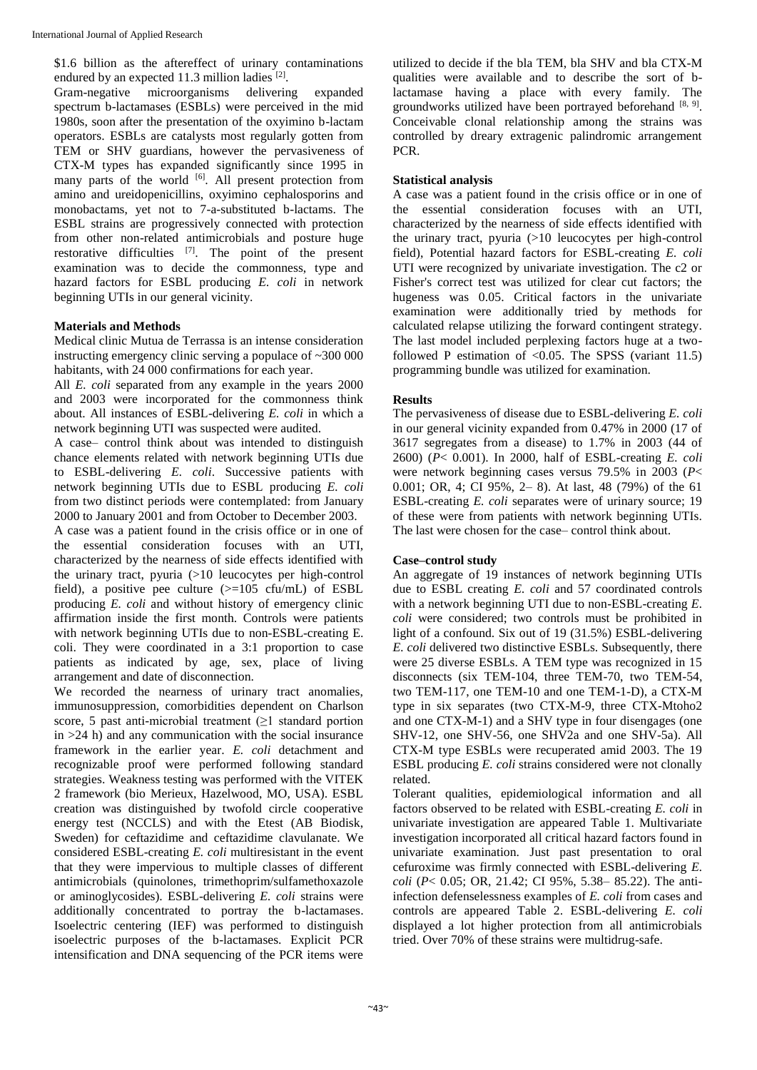$1.6 billion as the aftereffect of urinary contaminations endured by an expected 11.3 million ladies [2].

Gram-negative microorganisms delivering expanded spectrum b-lactamases (ESBLs) were perceived in the mid 1980s, soon after the presentation of the oxyimino b-lactam operators. ESBLs are catalysts most regularly gotten from TEM or SHV guardians, however the pervasiveness of CTX-M types has expanded significantly since 1995 in many parts of the world [6]. All present protection from amino and ureidopenicillins, oxyimino cephalosporins and monobactams, yet not to 7-a-substituted b-lactams. The ESBL strains are progressively connected with protection from other non-related antimicrobials and posture huge restorative difficulties [7]. The point of the present examination was to decide the commonness, type and hazard factors for ESBL producing *E. coli* in network beginning UTIs in our general vicinity.

## Materials and Methods

Medical clinic Mutua de Terrassa is an intense consideration instructing emergency clinic serving a populace of ~300 000 habitants, with 24 000 confirmations for each year.

All *E. coli* separated from any example in the years 2000 and 2003 were incorporated for the commonness think about. All instances of ESBL-delivering *E. coli* in which a network beginning UTI was suspected were audited.

A case– control think about was intended to distinguish chance elements related with network beginning UTIs due to ESBL-delivering *E. coli*. Successive patients with network beginning UTIs due to ESBL producing *E. coli* from two distinct periods were contemplated: from January 2000 to January 2001 and from October to December 2003.

A case was a patient found in the crisis office or in one of the essential consideration focuses with an UTI, characterized by the nearness of side effects identified with the urinary tract, pyuria (>10 leucocytes per high-control field), a positive pee culture (>=105 cfu/mL) of ESBL producing *E. coli* and without history of emergency clinic affirmation inside the first month. Controls were patients with network beginning UTIs due to non-ESBL-creating E. coli. They were coordinated in a 3:1 proportion to case patients as indicated by age, sex, place of living arrangement and date of disconnection.

We recorded the nearness of urinary tract anomalies, immunosuppression, comorbidities dependent on Charlson score, 5 past anti-microbial treatment (≥1 standard portion in >24 h) and any communication with the social insurance framework in the earlier year. *E. coli* detachment and recognizable proof were performed following standard strategies. Weakness testing was performed with the VITEK 2 framework (bio Merieux, Hazelwood, MO, USA). ESBL creation was distinguished by twofold circle cooperative energy test (NCCLS) and with the Etest (AB Biodisk, Sweden) for ceftazidime and ceftazidime clavulanate. We considered ESBL-creating *E. coli* multiresistant in the event that they were impervious to multiple classes of different antimicrobials (quinolones, trimethoprim/sulfamethoxazole or aminoglycosides). ESBL-delivering *E. coli* strains were additionally concentrated to portray the b-lactamases. Isoelectric centering (IEF) was performed to distinguish isoelectric purposes of the b-lactamases. Explicit PCR intensification and DNA sequencing of the PCR items were utilized to decide if the bla TEM, bla SHV and bla CTX-M qualities were available and to describe the sort of b-lactamase having a place with every family. The groundworks utilized have been portrayed beforehand [8, 9]. Conceivable clonal relationship among the strains was controlled by dreary extragenic palindromic arrangement PCR.

### Statistical analysis

A case was a patient found in the crisis office or in one of the essential consideration focuses with an UTI, characterized by the nearness of side effects identified with the urinary tract, pyuria (>10 leucocytes per high-control field), Potential hazard factors for ESBL-creating *E. coli* UTI were recognized by univariate investigation. The c2 or Fisher's correct test was utilized for clear cut factors; the hugeness was 0.05. Critical factors in the univariate examination were additionally tried by methods for calculated relapse utilizing the forward contingent strategy. The last model included perplexing factors huge at a two-followed P estimation of <0.05. The SPSS (variant 11.5) programming bundle was utilized for examination.

## Results

The pervasiveness of disease due to ESBL-delivering *E. coli* in our general vicinity expanded from 0.47% in 2000 (17 of 3617 segregates from a disease) to 1.7% in 2003 (44 of 2600) ($P$< 0.001). In 2000, half of ESBL-creating *E. coli* were network beginning cases versus 79.5% in 2003 ($P$< 0.001; OR, 4; CI 95%, 2– 8). At last, 48 (79%) of the 61 ESBL-creating *E. coli* separates were of urinary source; 19 of these were from patients with network beginning UTIs. The last were chosen for the case– control think about.

### Case–control study

An aggregate of 19 instances of network beginning UTIs due to ESBL creating *E. coli* and 57 coordinated controls with a network beginning UTI due to non-ESBL-creating *E. coli* were considered; two controls must be prohibited in light of a confound. Six out of 19 (31.5%) ESBL-delivering *E. coli* delivered two distinctive ESBLs. Subsequently, there were 25 diverse ESBLs. A TEM type was recognized in 15 disconnects (six TEM-104, three TEM-70, two TEM-54, two TEM-117, one TEM-10 and one TEM-1-D), a CTX-M type in six separates (two CTX-M-9, three CTX-Mtoho2 and one CTX-M-1) and a SHV type in four disengages (one SHV-12, one SHV-56, one SHV2a and one SHV-5a). All CTX-M type ESBLs were recuperated amid 2003. The 19 ESBL producing *E. coli* strains considered were not clonally related.

Tolerant qualities, epidemiological information and all factors observed to be related with ESBL-creating *E. coli* in univariate investigation are appeared Table 1. Multivariate investigation incorporated all critical hazard factors found in univariate examination. Just past presentation to oral cefuroxime was firmly connected with ESBL-delivering *E. coli* ($P$< 0.05; OR, 21.42; CI 95%, 5.38– 85.22). The anti-infection defenselessness examples of *E. coli* from cases and controls are appeared Table 2. ESBL-delivering *E. coli* displayed a lot higher protection from all antimicrobials tried. Over 70% of these strains were multidrug-safe.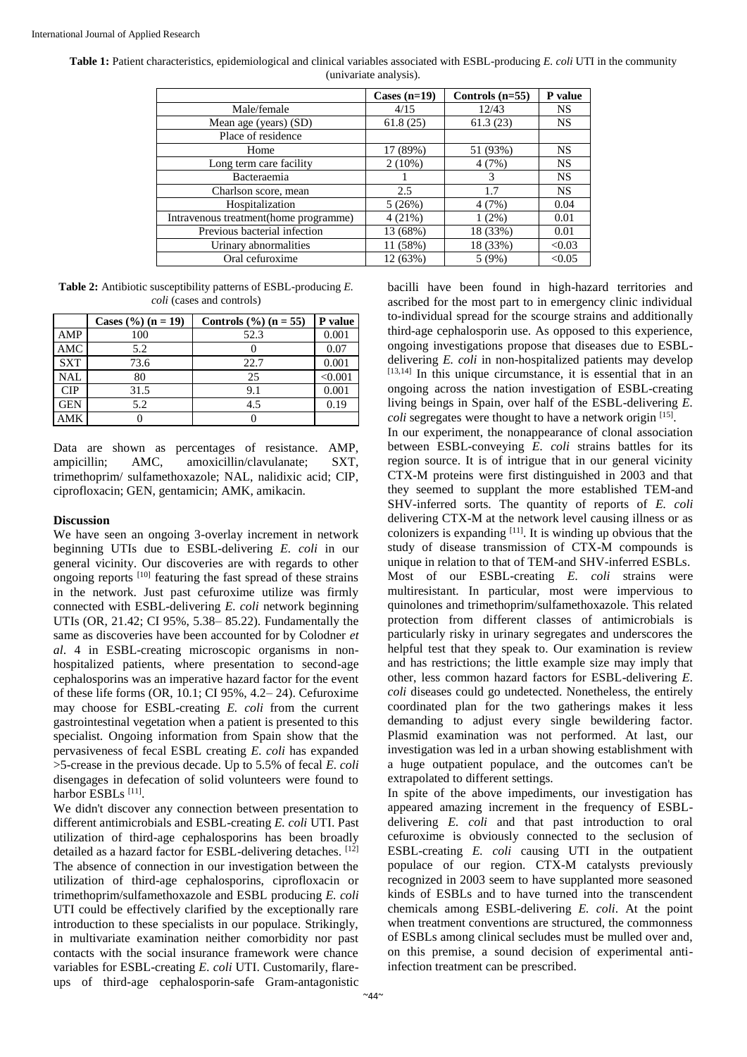**Table 1:** Patient characteristics, epidemiological and clinical variables associated with ESBL-producing *E. coli* UTI in the community (univariate analysis).

| | Cases (n=19) | Controls (n=55) | P value |
|---|---|---|---|
| Male/female | 4/15 | 12/43 | NS |
| Mean age (years) (SD) | 61.8 (25) | 61.3 (23) | NS |
| Place of residence | | | |
| Home | 17 (89%) | 51 (93%) | NS |
| Long term care facility | 2 (10%) | 4 (7%) | NS |
| Bacteraemia | 1 | 3 | NS |
| Charlson score, mean | 2.5 | 1.7 | NS |
| Hospitalization | 5 (26%) | 4 (7%) | 0.04 |
| Intravenous treatment(home programme) | 4 (21%) | 1 (2%) | 0.01 |
| Previous bacterial infection | 13 (68%) | 18 (33%) | 0.01 |
| Urinary abnormalities | 11 (58%) | 18 (33%) | <0.03 |
| Oral cefuroxime | 12 (63%) | 5 (9%) | <0.05 |

**Table 2:** Antibiotic susceptibility patterns of ESBL-producing *E. coli* (cases and controls)

| | Cases (%) (n = 19) | Controls (%) (n = 55) | P value |
|---|---|---|---|
| AMP | 100 | 52.3 | 0.001 |
| AMC | 5.2 | 0 | 0.07 |
| SXT | 73.6 | 22.7 | 0.001 |
| NAL | 80 | 25 | <0.001 |
| CIP | 31.5 | 9.1 | 0.001 |
| GEN | 5.2 | 4.5 | 0.19 |
| AMK | 0 | 0 | |

Data are shown as percentages of resistance. AMP, ampicillin; AMC, amoxicillin/clavulanate; SXT, trimethoprim/ sulfamethoxazole; NAL, nalidixic acid; CIP, ciprofloxacin; GEN, gentamicin; AMK, amikacin.

## Discussion

We have seen an ongoing 3-overlay increment in network beginning UTIs due to ESBL-delivering *E. coli* in our general vicinity. Our discoveries are with regards to other ongoing reports [10] featuring the fast spread of these strains in the network. Just past cefuroxime utilize was firmly connected with ESBL-delivering *E. coli* network beginning UTIs (OR, 21.42; CI 95%, 5.38– 85.22). Fundamentally the same as discoveries have been accounted for by Colodner *et al*. 4 in ESBL-creating microscopic organisms in non-hospitalized patients, where presentation to second-age cephalosporins was an imperative hazard factor for the event of these life forms (OR, 10.1; CI 95%, 4.2– 24). Cefuroxime may choose for ESBL-creating *E. coli* from the current gastrointestinal vegetation when a patient is presented to this specialist. Ongoing information from Spain show that the pervasiveness of fecal ESBL creating *E. coli* has expanded >5-crease in the previous decade. Up to 5.5% of fecal *E. coli* disengages in defecation of solid volunteers were found to harbor ESBLs [11].

We didn't discover any connection between presentation to different antimicrobials and ESBL-creating *E. coli* UTI. Past utilization of third-age cephalosporins has been broadly detailed as a hazard factor for ESBL-delivering detaches. [12] The absence of connection in our investigation between the utilization of third-age cephalosporins, ciprofloxacin or trimethoprim/sulfamethoxazole and ESBL producing *E. coli* UTI could be effectively clarified by the exceptionally rare introduction to these specialists in our populace. Strikingly, in multivariate examination neither comorbidity nor past contacts with the social insurance framework were chance variables for ESBL-creating *E. coli* UTI. Customarily, flare-ups of third-age cephalosporin-safe Gram-antagonistic bacilli have been found in high-hazard territories and ascribed for the most part to in emergency clinic individual to-individual spread for the scourge strains and additionally third-age cephalosporin use. As opposed to this experience, ongoing investigations propose that diseases due to ESBL-delivering *E. coli* in non-hospitalized patients may develop [13,14] In this unique circumstance, it is essential that in an ongoing across the nation investigation of ESBL-creating living beings in Spain, over half of the ESBL-delivering *E. coli* segregates were thought to have a network origin [15].

In our experiment, the nonappearance of clonal association between ESBL-conveying *E. coli* strains battles for its region source. It is of intrigue that in our general vicinity CTX-M proteins were first distinguished in 2003 and that they seemed to supplant the more established TEM-and SHV-inferred sorts. The quantity of reports of *E. coli* delivering CTX-M at the network level causing illness or as colonizers is expanding [11]. It is winding up obvious that the study of disease transmission of CTX-M compounds is unique in relation to that of TEM-and SHV-inferred ESBLs.

Most of our ESBL-creating *E. coli* strains were multiresistant. In particular, most were impervious to quinolones and trimethoprim/sulfamethoxazole. This related protection from different classes of antimicrobials is particularly risky in urinary segregates and underscores the helpful test that they speak to. Our examination is review and has restrictions; the little example size may imply that other, less common hazard factors for ESBL-delivering *E. coli* diseases could go undetected. Nonetheless, the entirely coordinated plan for the two gatherings makes it less demanding to adjust every single bewildering factor. Plasmid examination was not performed. At last, our investigation was led in a urban showing establishment with a huge outpatient populace, and the outcomes can't be extrapolated to different settings.

In spite of the above impediments, our investigation has appeared amazing increment in the frequency of ESBL-delivering *E. coli* and that past introduction to oral cefuroxime is obviously connected to the seclusion of ESBL-creating *E. coli* causing UTI in the outpatient populace of our region. CTX-M catalysts previously recognized in 2003 seem to have supplanted more seasoned kinds of ESBLs and to have turned into the transcendent chemicals among ESBL-delivering *E. coli*. At the point when treatment conventions are structured, the commonness of ESBLs among clinical secludes must be mulled over and, on this premise, a sound decision of experimental anti-infection treatment can be prescribed.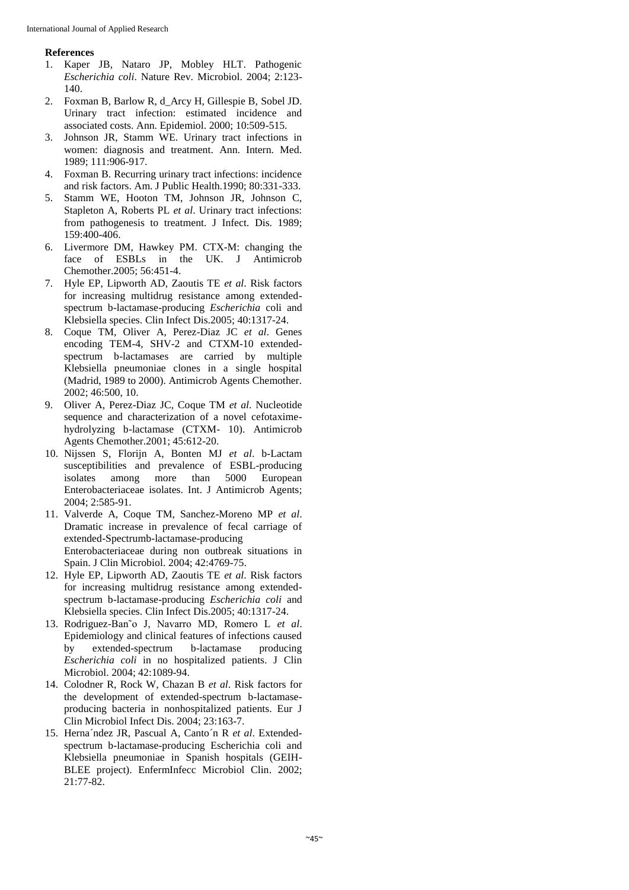**References**

1. Kaper JB, Nataro JP, Mobley HLT. Pathogenic *Escherichia coli*. Nature Rev. Microbiol. 2004; 2:123-140.
2. Foxman B, Barlow R, d_Arcy H, Gillespie B, Sobel JD. Urinary tract infection: estimated incidence and associated costs. Ann. Epidemiol. 2000; 10:509-515.
3. Johnson JR, Stamm WE. Urinary tract infections in women: diagnosis and treatment. Ann. Intern. Med. 1989; 111:906-917.
4. Foxman B. Recurring urinary tract infections: incidence and risk factors. Am. J Public Health.1990; 80:331-333.
5. Stamm WE, Hooton TM, Johnson JR, Johnson C, Stapleton A, Roberts PL *et al*. Urinary tract infections: from pathogenesis to treatment. J Infect. Dis. 1989; 159:400-406.
6. Livermore DM, Hawkey PM. CTX-M: changing the face of ESBLs in the UK. J Antimicrob Chemother.2005; 56:451-4.
7. Hyle EP, Lipworth AD, Zaoutis TE *et al*. Risk factors for increasing multidrug resistance among extended-spectrum b-lactamase-producing *Escherichia* coli and Klebsiella species. Clin Infect Dis.2005; 40:1317-24.
8. Coque TM, Oliver A, Perez-Diaz JC *et al*. Genes encoding TEM-4, SHV-2 and CTXM-10 extended-spectrum b-lactamases are carried by multiple Klebsiella pneumoniae clones in a single hospital (Madrid, 1989 to 2000). Antimicrob Agents Chemother. 2002; 46:500, 10.
9. Oliver A, Perez-Diaz JC, Coque TM *et al*. Nucleotide sequence and characterization of a novel cefotaxime-hydrolyzing b-lactamase (CTXM- 10). Antimicrob Agents Chemother.2001; 45:612-20.
10. Nijssen S, Florijn A, Bonten MJ *et al*. b-Lactam susceptibilities and prevalence of ESBL-producing isolates among more than 5000 European Enterobacteriaceae isolates. Int. J Antimicrob Agents; 2004; 2:585-91.
11. Valverde A, Coque TM, Sanchez-Moreno MP *et al*. Dramatic increase in prevalence of fecal carriage of extended-Spectrumb-lactamase-producing Enterobacteriaceae during non outbreak situations in Spain. J Clin Microbiol. 2004; 42:4769-75.
12. Hyle EP, Lipworth AD, Zaoutis TE *et al*. Risk factors for increasing multidrug resistance among extended-spectrum b-lactamase-producing *Escherichia coli* and Klebsiella species. Clin Infect Dis.2005; 40:1317-24.
13. Rodriguez-Ban˜o J, Navarro MD, Romero L *et al*. Epidemiology and clinical features of infections caused by extended-spectrum b-lactamase producing *Escherichia coli* in no hospitalized patients. J Clin Microbiol. 2004; 42:1089-94.
14. Colodner R, Rock W, Chazan B *et al*. Risk factors for the development of extended-spectrum b-lactamase-producing bacteria in nonhospitalized patients. Eur J Clin Microbiol Infect Dis. 2004; 23:163-7.
15. Herna´ndez JR, Pascual A, Canto´n R *et al*. Extended-spectrum b-lactamase-producing Escherichia coli and Klebsiella pneumoniae in Spanish hospitals (GEIH-BLEE project). EnfermInfecc Microbiol Clin. 2002; 21:77-82.